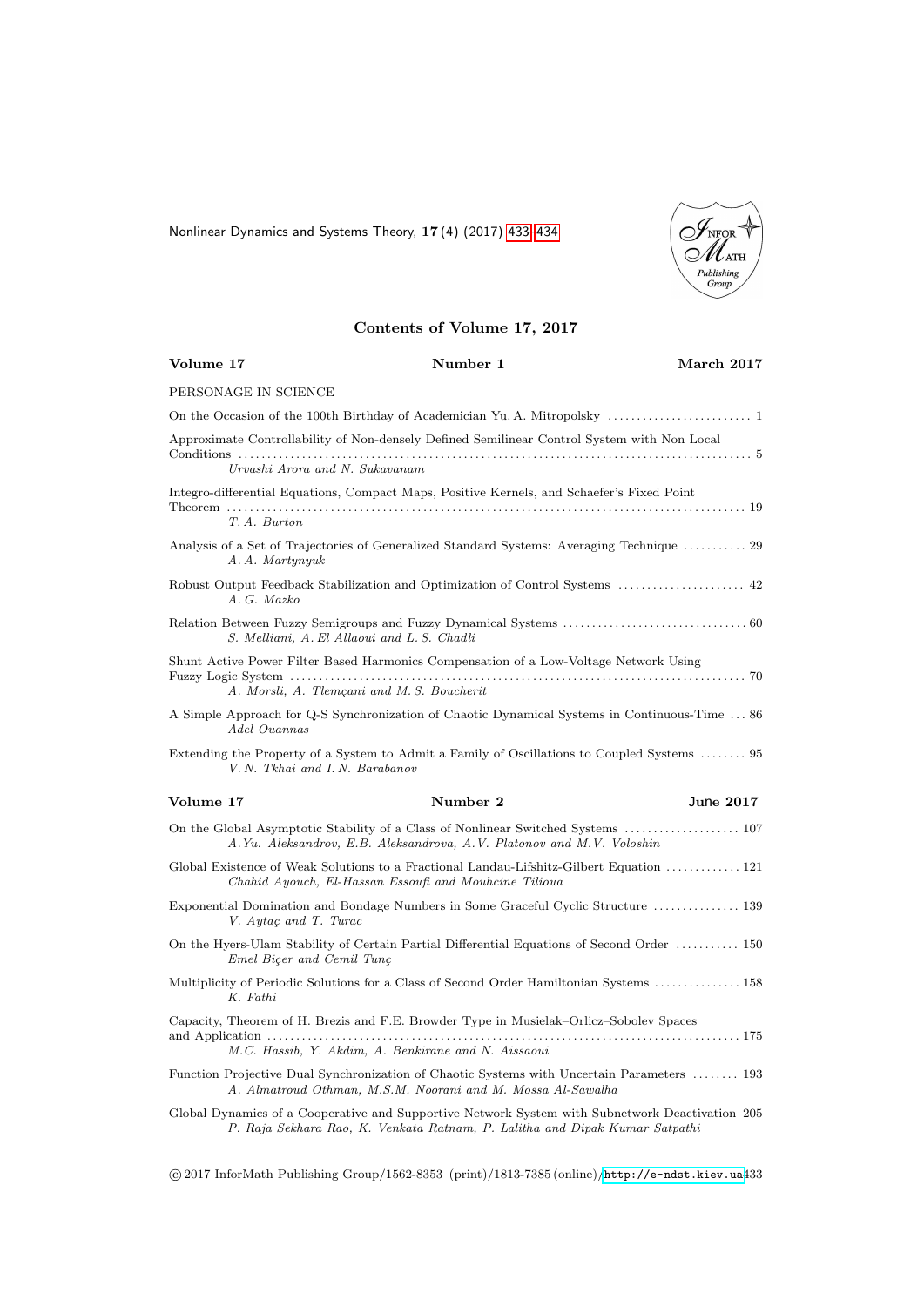# Contents of Volume 17, 2017

**Volume 17** **Number 1** **March 2017**

PERSONAGE IN SCIENCE

On the Occasion of the 100th Birthday of Academician Yu. A. Mitropolsky ........................ 1

Approximate Controllability of Non-densely Defined Semilinear Control System with Non Local Conditions ........................ 5
*Urvashi Arora and N. Sukavanam*

Integro-differential Equations, Compact Maps, Positive Kernels, and Schaefer's Fixed Point Theorem ........................ 19
*T. A. Burton*

Analysis of a Set of Trajectories of Generalized Standard Systems: Averaging Technique ........... 29
*A. A. Martynyuk*

Robust Output Feedback Stabilization and Optimization of Control Systems ........................ 42
*A. G. Mazko*

Relation Between Fuzzy Semigroups and Fuzzy Dynamical Systems ........................ 60
*S. Melliani, A. El Allaoui and L. S. Chadli*

Shunt Active Power Filter Based Harmonics Compensation of a Low-Voltage Network Using Fuzzy Logic System ........................ 70
*A. Morsli, A. Tlemçani and M. S. Boucherit*

A Simple Approach for Q-S Synchronization of Chaotic Dynamical Systems in Continuous-Time ... 86
*Adel Ouannas*

Extending the Property of a System to Admit a Family of Oscillations to Coupled Systems ........ 95
*V. N. Tkhai and I. N. Barabanov*

**Volume 17** **Number 2** **June 2017**

On the Global Asymptotic Stability of a Class of Nonlinear Switched Systems .................... 107
*A.Yu. Aleksandrov, E.B. Aleksandrova, A.V. Platonov and M.V. Voloshin*

Global Existence of Weak Solutions to a Fractional Landau-Lifshitz-Gilbert Equation ............. 121
*Chahid Ayouch, El-Hassan Essoufi and Mouhcine Tilioua*

Exponential Domination and Bondage Numbers in Some Graceful Cyclic Structure ............... 139
*V. Aytaç and T. Turac*

On the Hyers-Ulam Stability of Certain Partial Differential Equations of Second Order ........... 150
*Emel Biçer and Cemil Tunç*

Multiplicity of Periodic Solutions for a Class of Second Order Hamiltonian Systems ............... 158
*K. Fathi*

Capacity, Theorem of H. Brezis and F.E. Browder Type in Musielak–Orlicz–Sobolev Spaces and Application ........................ 175
*M.C. Hassib, Y. Akdim, A. Benkirane and N. Aissaoui*

Function Projective Dual Synchronization of Chaotic Systems with Uncertain Parameters ........ 193
*A. Almatroud Othman, M.S.M. Noorani and M. Mossa Al-Sawalha*

Global Dynamics of a Cooperative and Supportive Network System with Subnetwork Deactivation 205
*P. Raja Sekhara Rao, K. Venkata Ratnam, P. Lalitha and Dipak Kumar Satpathi*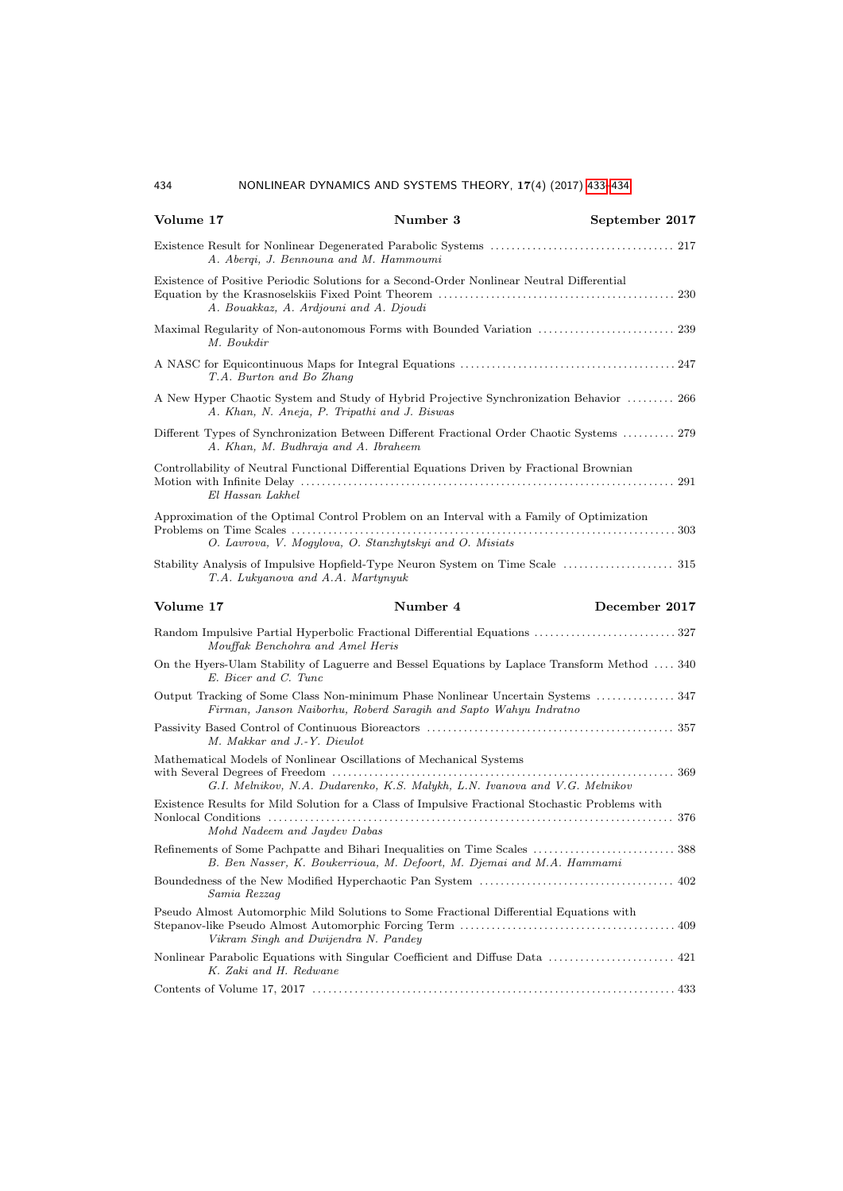**Volume 17 Number 3 September 2017**

Existence Result for Nonlinear Degenerated Parabolic Systems ........ 217
*A. Aberqi, J. Bennouna and M. Hammoumi*

Existence of Positive Periodic Solutions for a Second-Order Nonlinear Neutral Differential Equation by the Krasnoselskiis Fixed Point Theorem ........ 230
*A. Bouakkaz, A. Ardjouni and A. Djoudi*

Maximal Regularity of Non-autonomous Forms with Bounded Variation ........ 239
*M. Boukdir*

A NASC for Equicontinuous Maps for Integral Equations ........ 247
*T.A. Burton and Bo Zhang*

A New Hyper Chaotic System and Study of Hybrid Projective Synchronization Behavior ........ 266
*A. Khan, N. Aneja, P. Tripathi and J. Biswas*

Different Types of Synchronization Between Different Fractional Order Chaotic Systems ........ 279
*A. Khan, M. Budhraja and A. Ibraheem*

Controllability of Neutral Functional Differential Equations Driven by Fractional Brownian Motion with Infinite Delay ........ 291
*El Hassan Lakhel*

Approximation of the Optimal Control Problem on an Interval with a Family of Optimization Problems on Time Scales ........ 303
*O. Lavrova, V. Mogylova, O. Stanzhytskyi and O. Misiats*

Stability Analysis of Impulsive Hopfield-Type Neuron System on Time Scale ........ 315
*T.A. Lukyanova and A.A. Martynyuk*

**Volume 17 Number 4 December 2017**

Random Impulsive Partial Hyperbolic Fractional Differential Equations ........ 327
*Mouffak Benchohra and Amel Heris*

On the Hyers-Ulam Stability of Laguerre and Bessel Equations by Laplace Transform Method ........ 340
*E. Bicer and C. Tunc*

Output Tracking of Some Class Non-minimum Phase Nonlinear Uncertain Systems ........ 347
*Firman, Janson Naiborhu, Roberd Saragih and Sapto Wahyu Indratno*

Passivity Based Control of Continuous Bioreactors ........ 357
*M. Makkar and J.-Y. Dieulot*

Mathematical Models of Nonlinear Oscillations of Mechanical Systems with Several Degrees of Freedom ........ 369
*G.I. Melnikov, N.A. Dudarenko, K.S. Malykh, L.N. Ivanova and V.G. Melnikov*

Existence Results for Mild Solution for a Class of Impulsive Fractional Stochastic Problems with Nonlocal Conditions ........ 376
*Mohd Nadeem and Jaydev Dabas*

Refinements of Some Pachpatte and Bihari Inequalities on Time Scales ........ 388
*B. Ben Nasser, K. Boukerrioua, M. Defoort, M. Djemai and M.A. Hammami*

Boundedness of the New Modified Hyperchaotic Pan System ........ 402
*Samia Rezzag*

Pseudo Almost Automorphic Mild Solutions to Some Fractional Differential Equations with Stepanov-like Pseudo Almost Automorphic Forcing Term ........ 409
*Vikram Singh and Dwijendra N. Pandey*

Nonlinear Parabolic Equations with Singular Coefficient and Diffuse Data ........ 421
*K. Zaki and H. Redwane*

Contents of Volume 17, 2017 ........ 433